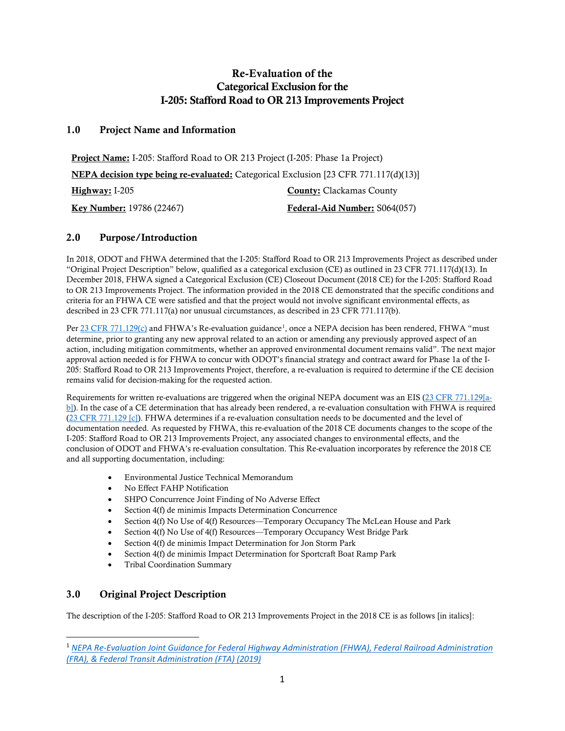# Re-Evaluation of the Categorical Exclusion for the I-205: Stafford Road to OR 213 Improvements Project

## 1.0 Project Name and Information

**Project Name:** I-205: Stafford Road to OR 213 Project (I-205: Phase 1a Project)

**NEPA decision type being re-evaluated:** Categorical Exclusion [23 CFR 771.117(d)(13)]

**Highway:** I-205 **County:** Clackamas County

**Key Number:** 19786 (22467) **Federal-Aid Number:** S064(057)

## 2.0 Purpose/Introduction

In 2018, ODOT and FHWA determined that the I-205: Stafford Road to OR 213 Improvements Project as described under "Original Project Description" below, qualified as a categorical exclusion (CE) as outlined in 23 CFR 771.117(d)(13). In December 2018, FHWA signed a Categorical Exclusion (CE) Closeout Document (2018 CE) for the I-205: Stafford Road to OR 213 Improvements Project. The information provided in the 2018 CE demonstrated that the specific conditions and criteria for an FHWA CE were satisfied and that the project would not involve significant environmental effects, as described in 23 CFR 771.117(a) nor unusual circumstances, as described in 23 CFR 771.117(b).

Per 23 CFR 771.129(c) and FHWA's Re-evaluation guidance[1], once a NEPA decision has been rendered, FHWA "must determine, prior to granting any new approval related to an action or amending any previously approved aspect of an action, including mitigation commitments, whether an approved environmental document remains valid". The next major approval action needed is for FHWA to concur with ODOT's financial strategy and contract award for Phase 1a of the I-205: Stafford Road to OR 213 Improvements Project, therefore, a re-evaluation is required to determine if the CE decision remains valid for decision-making for the requested action.

Requirements for written re-evaluations are triggered when the original NEPA document was an EIS (23 CFR 771.129[a-b]). In the case of a CE determination that has already been rendered, a re-evaluation consultation with FHWA is required (23 CFR 771.129 [c]). FHWA determines if a re-evaluation consultation needs to be documented and the level of documentation needed. As requested by FHWA, this re-evaluation of the 2018 CE documents changes to the scope of the I-205: Stafford Road to OR 213 Improvements Project, any associated changes to environmental effects, and the conclusion of ODOT and FHWA's re-evaluation consultation. This Re-evaluation incorporates by reference the 2018 CE and all supporting documentation, including:

- Environmental Justice Technical Memorandum
- No Effect FAHP Notification
- SHPO Concurrence Joint Finding of No Adverse Effect
- Section 4(f) de minimis Impacts Determination Concurrence
- Section 4(f) No Use of 4(f) Resources—Temporary Occupancy The McLean House and Park
- Section 4(f) No Use of 4(f) Resources—Temporary Occupancy West Bridge Park
- Section 4(f) de minimis Impact Determination for Jon Storm Park
- Section 4(f) de minimis Impact Determination for Sportcraft Boat Ramp Park
- Tribal Coordination Summary

## 3.0 Original Project Description

The description of the I-205: Stafford Road to OR 213 Improvements Project in the 2018 CE is as follows [in italics]:

---

[1] *NEPA Re-Evaluation Joint Guidance for Federal Highway Administration (FHWA), Federal Railroad Administration (FRA), & Federal Transit Administration (FTA) (2019)*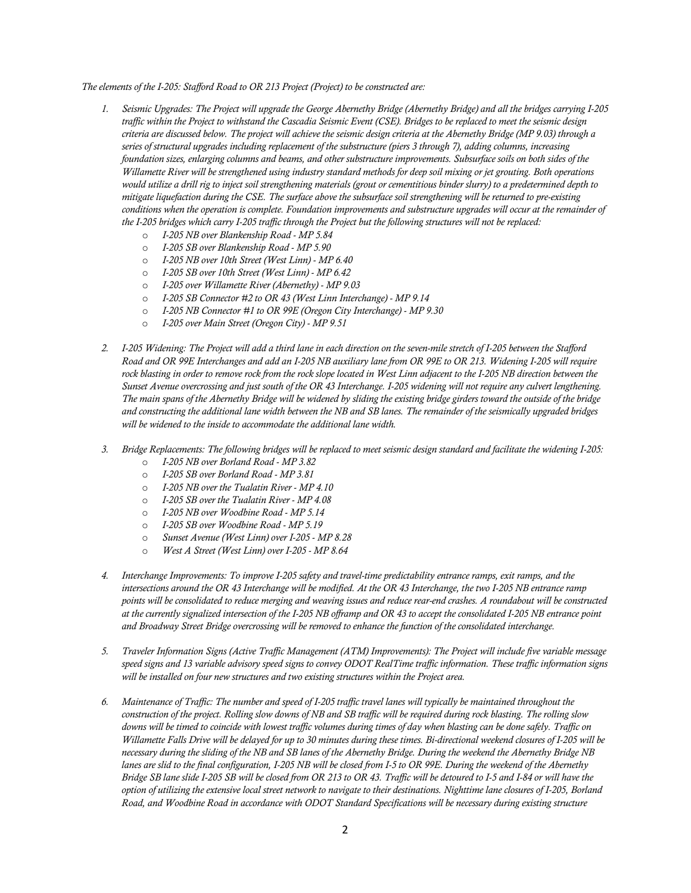*The elements of the I-205: Stafford Road to OR 213 Project (Project) to be constructed are:*

1. *Seismic Upgrades: The Project will upgrade the George Abernethy Bridge (Abernethy Bridge) and all the bridges carrying I-205 traffic within the Project to withstand the Cascadia Seismic Event (CSE). Bridges to be replaced to meet the seismic design criteria are discussed below. The project will achieve the seismic design criteria at the Abernethy Bridge (MP 9.03) through a series of structural upgrades including replacement of the substructure (piers 3 through 7), adding columns, increasing foundation sizes, enlarging columns and beams, and other substructure improvements. Subsurface soils on both sides of the Willamette River will be strengthened using industry standard methods for deep soil mixing or jet grouting. Both operations would utilize a drill rig to inject soil strengthening materials (grout or cementitious binder slurry) to a predetermined depth to mitigate liquefaction during the CSE. The surface above the subsurface soil strengthening will be returned to pre-existing conditions when the operation is complete. Foundation improvements and substructure upgrades will occur at the remainder of the I-205 bridges which carry I-205 traffic through the Project but the following structures will not be replaced:*
   - *I-205 NB over Blankenship Road - MP 5.84*
   - *I-205 SB over Blankenship Road - MP 5.90*
   - *I-205 NB over 10th Street (West Linn) - MP 6.40*
   - *I-205 SB over 10th Street (West Linn) - MP 6.42*
   - *I-205 over Willamette River (Abernethy) - MP 9.03*
   - *I-205 SB Connector #2 to OR 43 (West Linn Interchange) - MP 9.14*
   - *I-205 NB Connector #1 to OR 99E (Oregon City Interchange) - MP 9.30*
   - *I-205 over Main Street (Oregon City) - MP 9.51*

2. *I-205 Widening: The Project will add a third lane in each direction on the seven-mile stretch of I-205 between the Stafford Road and OR 99E Interchanges and add an I-205 NB auxiliary lane from OR 99E to OR 213. Widening I-205 will require rock blasting in order to remove rock from the rock slope located in West Linn adjacent to the I-205 NB direction between the Sunset Avenue overcrossing and just south of the OR 43 Interchange. I-205 widening will not require any culvert lengthening. The main spans of the Abernethy Bridge will be widened by sliding the existing bridge girders toward the outside of the bridge and constructing the additional lane width between the NB and SB lanes. The remainder of the seismically upgraded bridges will be widened to the inside to accommodate the additional lane width.*

3. *Bridge Replacements: The following bridges will be replaced to meet seismic design standard and facilitate the widening I-205:*
   - *I-205 NB over Borland Road - MP 3.82*
   - *I-205 SB over Borland Road - MP 3.81*
   - *I-205 NB over the Tualatin River - MP 4.10*
   - *I-205 SB over the Tualatin River - MP 4.08*
   - *I-205 NB over Woodbine Road - MP 5.14*
   - *I-205 SB over Woodbine Road - MP 5.19*
   - *Sunset Avenue (West Linn) over I-205 - MP 8.28*
   - *West A Street (West Linn) over I-205 - MP 8.64*

4. *Interchange Improvements: To improve I-205 safety and travel-time predictability entrance ramps, exit ramps, and the intersections around the OR 43 Interchange will be modified. At the OR 43 Interchange, the two I-205 NB entrance ramp points will be consolidated to reduce merging and weaving issues and reduce rear-end crashes. A roundabout will be constructed at the currently signalized intersection of the I-205 NB offramp and OR 43 to accept the consolidated I-205 NB entrance point and Broadway Street Bridge overcrossing will be removed to enhance the function of the consolidated interchange.*

5. *Traveler Information Signs (Active Traffic Management (ATM) Improvements): The Project will include five variable message speed signs and 13 variable advisory speed signs to convey ODOT RealTime traffic information. These traffic information signs will be installed on four new structures and two existing structures within the Project area.*

6. *Maintenance of Traffic: The number and speed of I-205 traffic travel lanes will typically be maintained throughout the construction of the project. Rolling slow downs of NB and SB traffic will be required during rock blasting. The rolling slow downs will be timed to coincide with lowest traffic volumes during times of day when blasting can be done safely. Traffic on Willamette Falls Drive will be delayed for up to 30 minutes during these times. Bi-directional weekend closures of I-205 will be necessary during the sliding of the NB and SB lanes of the Abernethy Bridge. During the weekend the Abernethy Bridge NB lanes are slid to the final configuration, I-205 NB will be closed from I-5 to OR 99E. During the weekend of the Abernethy Bridge SB lane slide I-205 SB will be closed from OR 213 to OR 43. Traffic will be detoured to I-5 and I-84 or will have the option of utilizing the extensive local street network to navigate to their destinations. Nighttime lane closures of I-205, Borland Road, and Woodbine Road in accordance with ODOT Standard Specifications will be necessary during existing structure*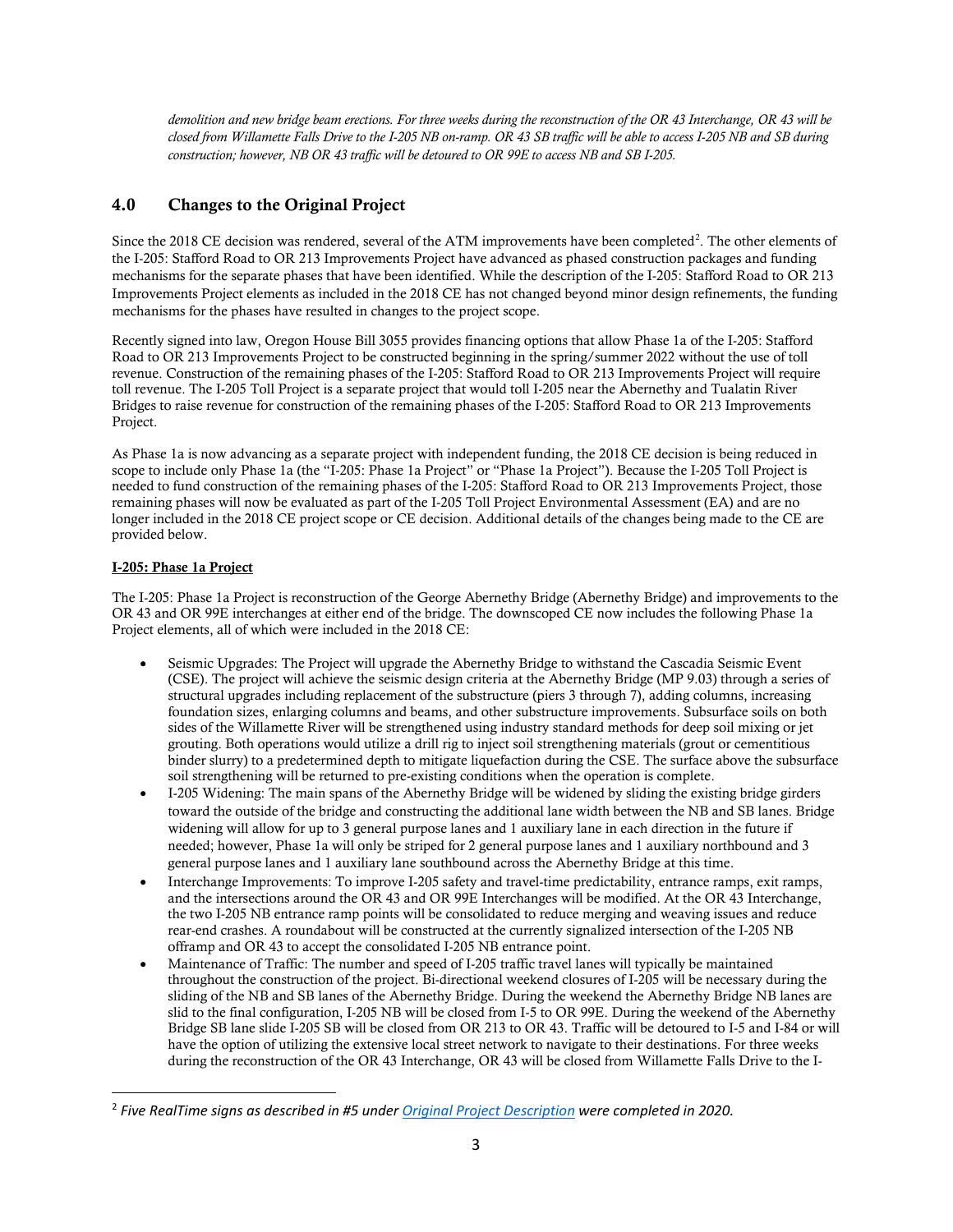*demolition and new bridge beam erections. For three weeks during the reconstruction of the OR 43 Interchange, OR 43 will be closed from Willamette Falls Drive to the I-205 NB on-ramp. OR 43 SB traffic will be able to access I-205 NB and SB during construction; however, NB OR 43 traffic will be detoured to OR 99E to access NB and SB I-205.*

## 4.0 Changes to the Original Project

Since the 2018 CE decision was rendered, several of the ATM improvements have been completed[2]. The other elements of the I-205: Stafford Road to OR 213 Improvements Project have advanced as phased construction packages and funding mechanisms for the separate phases that have been identified. While the description of the I-205: Stafford Road to OR 213 Improvements Project elements as included in the 2018 CE has not changed beyond minor design refinements, the funding mechanisms for the phases have resulted in changes to the project scope.

Recently signed into law, Oregon House Bill 3055 provides financing options that allow Phase 1a of the I-205: Stafford Road to OR 213 Improvements Project to be constructed beginning in the spring/summer 2022 without the use of toll revenue. Construction of the remaining phases of the I-205: Stafford Road to OR 213 Improvements Project will require toll revenue. The I-205 Toll Project is a separate project that would toll I-205 near the Abernethy and Tualatin River Bridges to raise revenue for construction of the remaining phases of the I-205: Stafford Road to OR 213 Improvements Project.

As Phase 1a is now advancing as a separate project with independent funding, the 2018 CE decision is being reduced in scope to include only Phase 1a (the "I-205: Phase 1a Project" or "Phase 1a Project"). Because the I-205 Toll Project is needed to fund construction of the remaining phases of the I-205: Stafford Road to OR 213 Improvements Project, those remaining phases will now be evaluated as part of the I-205 Toll Project Environmental Assessment (EA) and are no longer included in the 2018 CE project scope or CE decision. Additional details of the changes being made to the CE are provided below.

**I-205: Phase 1a Project**

The I-205: Phase 1a Project is reconstruction of the George Abernethy Bridge (Abernethy Bridge) and improvements to the OR 43 and OR 99E interchanges at either end of the bridge. The downscoped CE now includes the following Phase 1a Project elements, all of which were included in the 2018 CE:

- Seismic Upgrades: The Project will upgrade the Abernethy Bridge to withstand the Cascadia Seismic Event (CSE). The project will achieve the seismic design criteria at the Abernethy Bridge (MP 9.03) through a series of structural upgrades including replacement of the substructure (piers 3 through 7), adding columns, increasing foundation sizes, enlarging columns and beams, and other substructure improvements. Subsurface soils on both sides of the Willamette River will be strengthened using industry standard methods for deep soil mixing or jet grouting. Both operations would utilize a drill rig to inject soil strengthening materials (grout or cementitious binder slurry) to a predetermined depth to mitigate liquefaction during the CSE. The surface above the subsurface soil strengthening will be returned to pre-existing conditions when the operation is complete.
- I-205 Widening: The main spans of the Abernethy Bridge will be widened by sliding the existing bridge girders toward the outside of the bridge and constructing the additional lane width between the NB and SB lanes. Bridge widening will allow for up to 3 general purpose lanes and 1 auxiliary lane in each direction in the future if needed; however, Phase 1a will only be striped for 2 general purpose lanes and 1 auxiliary northbound and 3 general purpose lanes and 1 auxiliary lane southbound across the Abernethy Bridge at this time.
- Interchange Improvements: To improve I-205 safety and travel-time predictability, entrance ramps, exit ramps, and the intersections around the OR 43 and OR 99E Interchanges will be modified. At the OR 43 Interchange, the two I-205 NB entrance ramp points will be consolidated to reduce merging and weaving issues and reduce rear-end crashes. A roundabout will be constructed at the currently signalized intersection of the I-205 NB offramp and OR 43 to accept the consolidated I-205 NB entrance point.
- Maintenance of Traffic: The number and speed of I-205 traffic travel lanes will typically be maintained throughout the construction of the project. Bi-directional weekend closures of I-205 will be necessary during the sliding of the NB and SB lanes of the Abernethy Bridge. During the weekend the Abernethy Bridge NB lanes are slid to the final configuration, I-205 NB will be closed from I-5 to OR 99E. During the weekend of the Abernethy Bridge SB lane slide I-205 SB will be closed from OR 213 to OR 43. Traffic will be detoured to I-5 and I-84 or will have the option of utilizing the extensive local street network to navigate to their destinations. For three weeks during the reconstruction of the OR 43 Interchange, OR 43 will be closed from Willamette Falls Drive to the I-

[2] *Five RealTime signs as described in #5 under Original Project Description were completed in 2020.*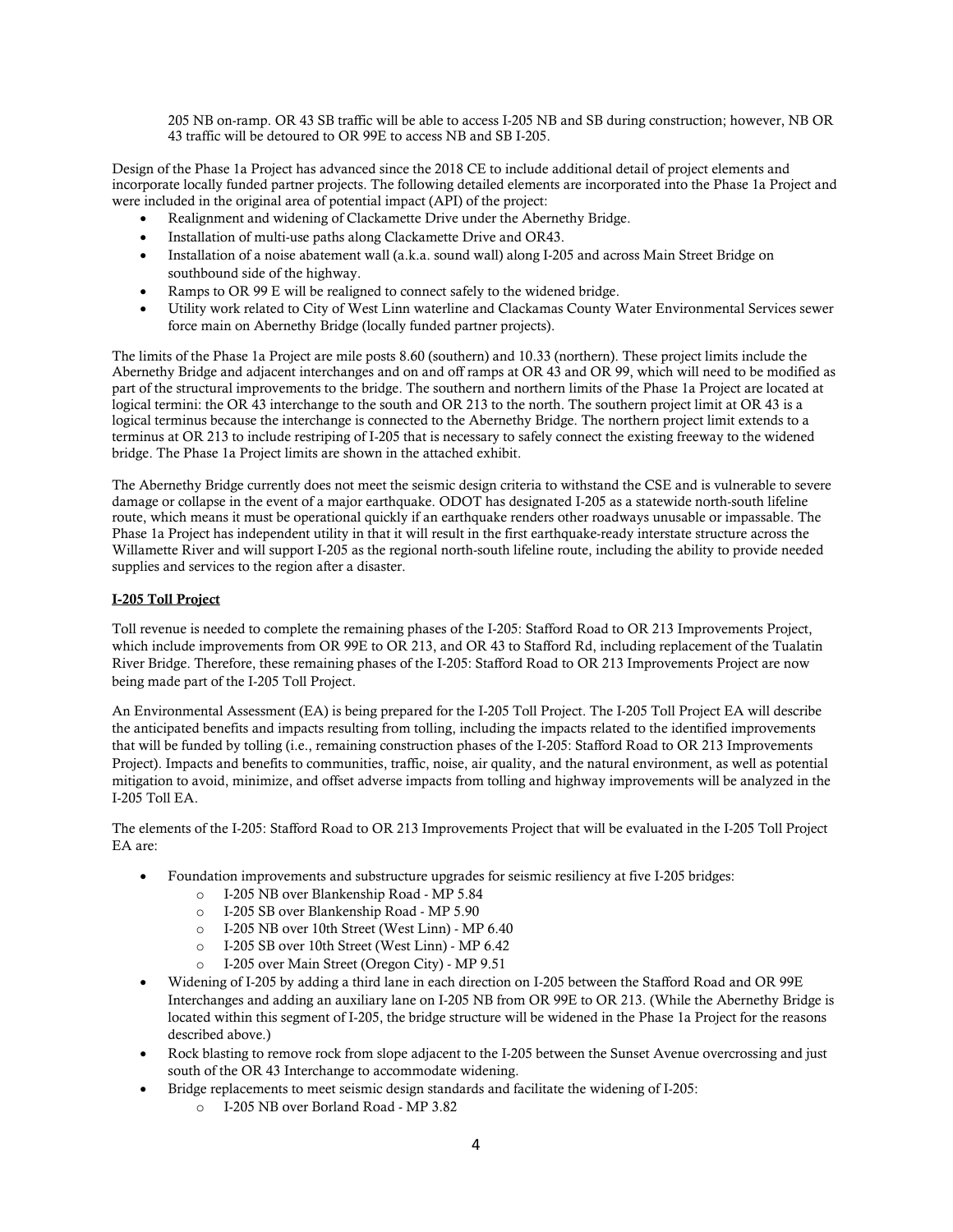205 NB on-ramp. OR 43 SB traffic will be able to access I-205 NB and SB during construction; however, NB OR 43 traffic will be detoured to OR 99E to access NB and SB I-205.

Design of the Phase 1a Project has advanced since the 2018 CE to include additional detail of project elements and incorporate locally funded partner projects. The following detailed elements are incorporated into the Phase 1a Project and were included in the original area of potential impact (API) of the project:

- Realignment and widening of Clackamette Drive under the Abernethy Bridge.
- Installation of multi-use paths along Clackamette Drive and OR43.
- Installation of a noise abatement wall (a.k.a. sound wall) along I-205 and across Main Street Bridge on southbound side of the highway.
- Ramps to OR 99 E will be realigned to connect safely to the widened bridge.
- Utility work related to City of West Linn waterline and Clackamas County Water Environmental Services sewer force main on Abernethy Bridge (locally funded partner projects).

The limits of the Phase 1a Project are mile posts 8.60 (southern) and 10.33 (northern). These project limits include the Abernethy Bridge and adjacent interchanges and on and off ramps at OR 43 and OR 99, which will need to be modified as part of the structural improvements to the bridge. The southern and northern limits of the Phase 1a Project are located at logical termini: the OR 43 interchange to the south and OR 213 to the north. The southern project limit at OR 43 is a logical terminus because the interchange is connected to the Abernethy Bridge. The northern project limit extends to a terminus at OR 213 to include restriping of I-205 that is necessary to safely connect the existing freeway to the widened bridge. The Phase 1a Project limits are shown in the attached exhibit.

The Abernethy Bridge currently does not meet the seismic design criteria to withstand the CSE and is vulnerable to severe damage or collapse in the event of a major earthquake. ODOT has designated I-205 as a statewide north-south lifeline route, which means it must be operational quickly if an earthquake renders other roadways unusable or impassable. The Phase 1a Project has independent utility in that it will result in the first earthquake-ready interstate structure across the Willamette River and will support I-205 as the regional north-south lifeline route, including the ability to provide needed supplies and services to the region after a disaster.

**I-205 Toll Project**

Toll revenue is needed to complete the remaining phases of the I-205: Stafford Road to OR 213 Improvements Project, which include improvements from OR 99E to OR 213, and OR 43 to Stafford Rd, including replacement of the Tualatin River Bridge. Therefore, these remaining phases of the I-205: Stafford Road to OR 213 Improvements Project are now being made part of the I-205 Toll Project.

An Environmental Assessment (EA) is being prepared for the I-205 Toll Project. The I-205 Toll Project EA will describe the anticipated benefits and impacts resulting from tolling, including the impacts related to the identified improvements that will be funded by tolling (i.e., remaining construction phases of the I-205: Stafford Road to OR 213 Improvements Project). Impacts and benefits to communities, traffic, noise, air quality, and the natural environment, as well as potential mitigation to avoid, minimize, and offset adverse impacts from tolling and highway improvements will be analyzed in the I-205 Toll EA.

The elements of the I-205: Stafford Road to OR 213 Improvements Project that will be evaluated in the I-205 Toll Project EA are:

- Foundation improvements and substructure upgrades for seismic resiliency at five I-205 bridges:
  - I-205 NB over Blankenship Road - MP 5.84
  - I-205 SB over Blankenship Road - MP 5.90
  - I-205 NB over 10th Street (West Linn) - MP 6.40
  - I-205 SB over 10th Street (West Linn) - MP 6.42
  - I-205 over Main Street (Oregon City) - MP 9.51
- Widening of I-205 by adding a third lane in each direction on I-205 between the Stafford Road and OR 99E Interchanges and adding an auxiliary lane on I-205 NB from OR 99E to OR 213. (While the Abernethy Bridge is located within this segment of I-205, the bridge structure will be widened in the Phase 1a Project for the reasons described above.)
- Rock blasting to remove rock from slope adjacent to the I-205 between the Sunset Avenue overcrossing and just south of the OR 43 Interchange to accommodate widening.
- Bridge replacements to meet seismic design standards and facilitate the widening of I-205:
  - I-205 NB over Borland Road - MP 3.82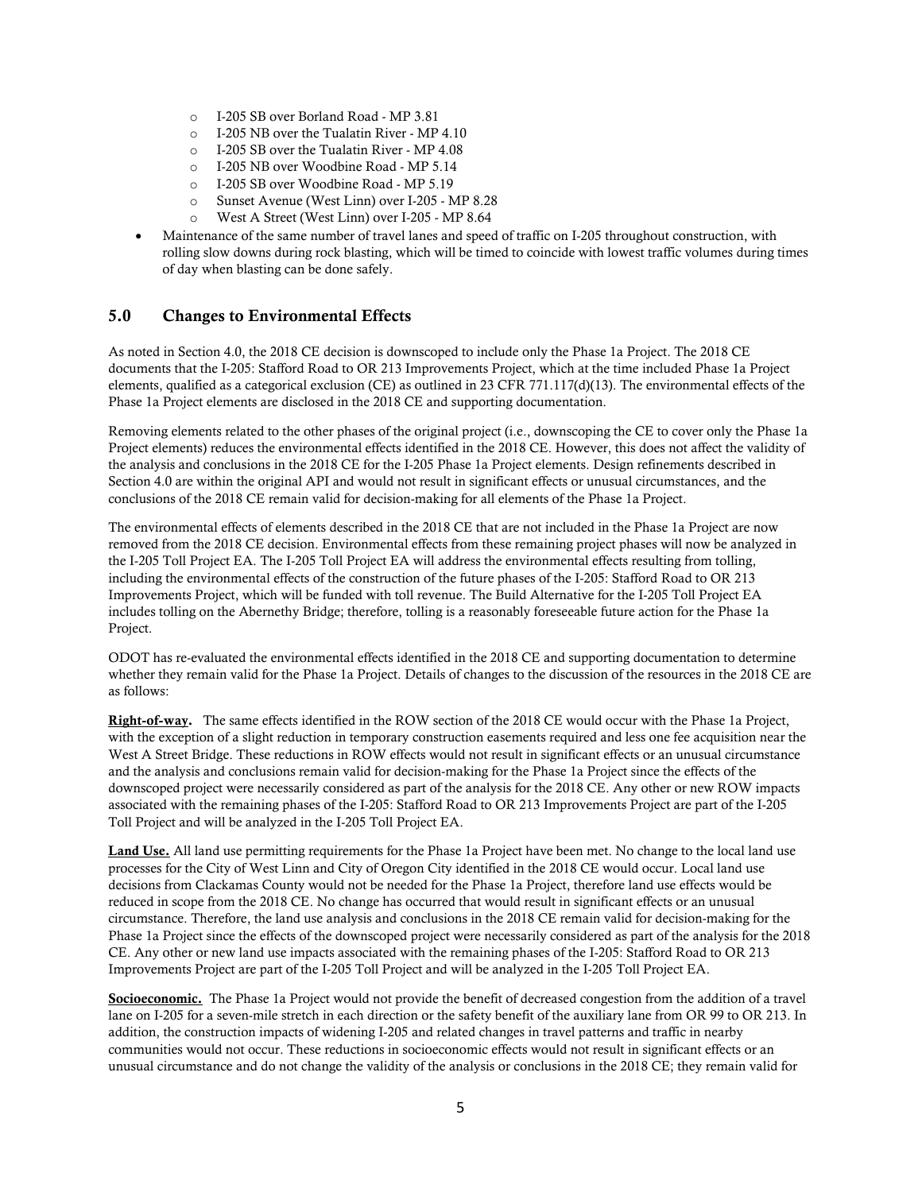- I-205 SB over Borland Road - MP 3.81
  - I-205 NB over the Tualatin River - MP 4.10
  - I-205 SB over the Tualatin River - MP 4.08
  - I-205 NB over Woodbine Road - MP 5.14
  - I-205 SB over Woodbine Road - MP 5.19
  - Sunset Avenue (West Linn) over I-205 - MP 8.28
  - West A Street (West Linn) over I-205 - MP 8.64
- Maintenance of the same number of travel lanes and speed of traffic on I-205 throughout construction, with rolling slow downs during rock blasting, which will be timed to coincide with lowest traffic volumes during times of day when blasting can be done safely.

## 5.0 Changes to Environmental Effects

As noted in Section 4.0, the 2018 CE decision is downscoped to include only the Phase 1a Project. The 2018 CE documents that the I-205: Stafford Road to OR 213 Improvements Project, which at the time included Phase 1a Project elements, qualified as a categorical exclusion (CE) as outlined in 23 CFR 771.117(d)(13). The environmental effects of the Phase 1a Project elements are disclosed in the 2018 CE and supporting documentation.

Removing elements related to the other phases of the original project (i.e., downscoping the CE to cover only the Phase 1a Project elements) reduces the environmental effects identified in the 2018 CE. However, this does not affect the validity of the analysis and conclusions in the 2018 CE for the I-205 Phase 1a Project elements. Design refinements described in Section 4.0 are within the original API and would not result in significant effects or unusual circumstances, and the conclusions of the 2018 CE remain valid for decision-making for all elements of the Phase 1a Project.

The environmental effects of elements described in the 2018 CE that are not included in the Phase 1a Project are now removed from the 2018 CE decision. Environmental effects from these remaining project phases will now be analyzed in the I-205 Toll Project EA. The I-205 Toll Project EA will address the environmental effects resulting from tolling, including the environmental effects of the construction of the future phases of the I-205: Stafford Road to OR 213 Improvements Project, which will be funded with toll revenue. The Build Alternative for the I-205 Toll Project EA includes tolling on the Abernethy Bridge; therefore, tolling is a reasonably foreseeable future action for the Phase 1a Project.

ODOT has re-evaluated the environmental effects identified in the 2018 CE and supporting documentation to determine whether they remain valid for the Phase 1a Project. Details of changes to the discussion of the resources in the 2018 CE are as follows:

**Right-of-way.** The same effects identified in the ROW section of the 2018 CE would occur with the Phase 1a Project, with the exception of a slight reduction in temporary construction easements required and less one fee acquisition near the West A Street Bridge. These reductions in ROW effects would not result in significant effects or an unusual circumstance and the analysis and conclusions remain valid for decision-making for the Phase 1a Project since the effects of the downscoped project were necessarily considered as part of the analysis for the 2018 CE. Any other or new ROW impacts associated with the remaining phases of the I-205: Stafford Road to OR 213 Improvements Project are part of the I-205 Toll Project and will be analyzed in the I-205 Toll Project EA.

**Land Use.** All land use permitting requirements for the Phase 1a Project have been met. No change to the local land use processes for the City of West Linn and City of Oregon City identified in the 2018 CE would occur. Local land use decisions from Clackamas County would not be needed for the Phase 1a Project, therefore land use effects would be reduced in scope from the 2018 CE. No change has occurred that would result in significant effects or an unusual circumstance. Therefore, the land use analysis and conclusions in the 2018 CE remain valid for decision-making for the Phase 1a Project since the effects of the downscoped project were necessarily considered as part of the analysis for the 2018 CE. Any other or new land use impacts associated with the remaining phases of the I-205: Stafford Road to OR 213 Improvements Project are part of the I-205 Toll Project and will be analyzed in the I-205 Toll Project EA.

**Socioeconomic.** The Phase 1a Project would not provide the benefit of decreased congestion from the addition of a travel lane on I-205 for a seven-mile stretch in each direction or the safety benefit of the auxiliary lane from OR 99 to OR 213. In addition, the construction impacts of widening I-205 and related changes in travel patterns and traffic in nearby communities would not occur. These reductions in socioeconomic effects would not result in significant effects or an unusual circumstance and do not change the validity of the analysis or conclusions in the 2018 CE; they remain valid for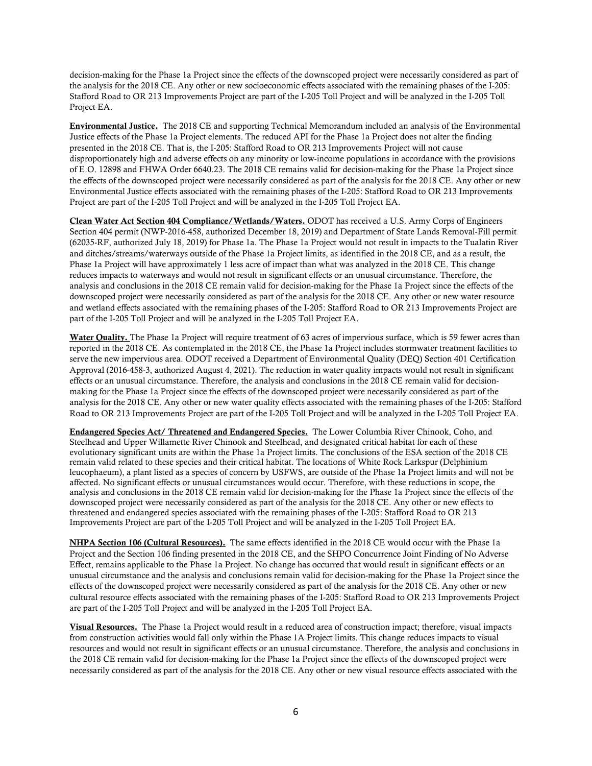decision-making for the Phase 1a Project since the effects of the downscoped project were necessarily considered as part of the analysis for the 2018 CE. Any other or new socioeconomic effects associated with the remaining phases of the I-205: Stafford Road to OR 213 Improvements Project are part of the I-205 Toll Project and will be analyzed in the I-205 Toll Project EA.

**Environmental Justice.** The 2018 CE and supporting Technical Memorandum included an analysis of the Environmental Justice effects of the Phase 1a Project elements. The reduced API for the Phase 1a Project does not alter the finding presented in the 2018 CE. That is, the I-205: Stafford Road to OR 213 Improvements Project will not cause disproportionately high and adverse effects on any minority or low-income populations in accordance with the provisions of E.O. 12898 and FHWA Order 6640.23. The 2018 CE remains valid for decision-making for the Phase 1a Project since the effects of the downscoped project were necessarily considered as part of the analysis for the 2018 CE. Any other or new Environmental Justice effects associated with the remaining phases of the I-205: Stafford Road to OR 213 Improvements Project are part of the I-205 Toll Project and will be analyzed in the I-205 Toll Project EA.

**Clean Water Act Section 404 Compliance/Wetlands/Waters.** ODOT has received a U.S. Army Corps of Engineers Section 404 permit (NWP-2016-458, authorized December 18, 2019) and Department of State Lands Removal-Fill permit (62035-RF, authorized July 18, 2019) for Phase 1a. The Phase 1a Project would not result in impacts to the Tualatin River and ditches/streams/waterways outside of the Phase 1a Project limits, as identified in the 2018 CE, and as a result, the Phase 1a Project will have approximately 1 less acre of impact than what was analyzed in the 2018 CE. This change reduces impacts to waterways and would not result in significant effects or an unusual circumstance. Therefore, the analysis and conclusions in the 2018 CE remain valid for decision-making for the Phase 1a Project since the effects of the downscoped project were necessarily considered as part of the analysis for the 2018 CE. Any other or new water resource and wetland effects associated with the remaining phases of the I-205: Stafford Road to OR 213 Improvements Project are part of the I-205 Toll Project and will be analyzed in the I-205 Toll Project EA.

**Water Quality.** The Phase 1a Project will require treatment of 63 acres of impervious surface, which is 59 fewer acres than reported in the 2018 CE. As contemplated in the 2018 CE, the Phase 1a Project includes stormwater treatment facilities to serve the new impervious area. ODOT received a Department of Environmental Quality (DEQ) Section 401 Certification Approval (2016-458-3, authorized August 4, 2021). The reduction in water quality impacts would not result in significant effects or an unusual circumstance. Therefore, the analysis and conclusions in the 2018 CE remain valid for decision-making for the Phase 1a Project since the effects of the downscoped project were necessarily considered as part of the analysis for the 2018 CE. Any other or new water quality effects associated with the remaining phases of the I-205: Stafford Road to OR 213 Improvements Project are part of the I-205 Toll Project and will be analyzed in the I-205 Toll Project EA.

**Endangered Species Act/ Threatened and Endangered Species.** The Lower Columbia River Chinook, Coho, and Steelhead and Upper Willamette River Chinook and Steelhead, and designated critical habitat for each of these evolutionary significant units are within the Phase 1a Project limits. The conclusions of the ESA section of the 2018 CE remain valid related to these species and their critical habitat. The locations of White Rock Larkspur (Delphinium leucophaeum), a plant listed as a species of concern by USFWS, are outside of the Phase 1a Project limits and will not be affected. No significant effects or unusual circumstances would occur. Therefore, with these reductions in scope, the analysis and conclusions in the 2018 CE remain valid for decision-making for the Phase 1a Project since the effects of the downscoped project were necessarily considered as part of the analysis for the 2018 CE. Any other or new effects to threatened and endangered species associated with the remaining phases of the I-205: Stafford Road to OR 213 Improvements Project are part of the I-205 Toll Project and will be analyzed in the I-205 Toll Project EA.

**NHPA Section 106 (Cultural Resources).** The same effects identified in the 2018 CE would occur with the Phase 1a Project and the Section 106 finding presented in the 2018 CE, and the SHPO Concurrence Joint Finding of No Adverse Effect, remains applicable to the Phase 1a Project. No change has occurred that would result in significant effects or an unusual circumstance and the analysis and conclusions remain valid for decision-making for the Phase 1a Project since the effects of the downscoped project were necessarily considered as part of the analysis for the 2018 CE. Any other or new cultural resource effects associated with the remaining phases of the I-205: Stafford Road to OR 213 Improvements Project are part of the I-205 Toll Project and will be analyzed in the I-205 Toll Project EA.

**Visual Resources.** The Phase 1a Project would result in a reduced area of construction impact; therefore, visual impacts from construction activities would fall only within the Phase 1A Project limits. This change reduces impacts to visual resources and would not result in significant effects or an unusual circumstance. Therefore, the analysis and conclusions in the 2018 CE remain valid for decision-making for the Phase 1a Project since the effects of the downscoped project were necessarily considered as part of the analysis for the 2018 CE. Any other or new visual resource effects associated with the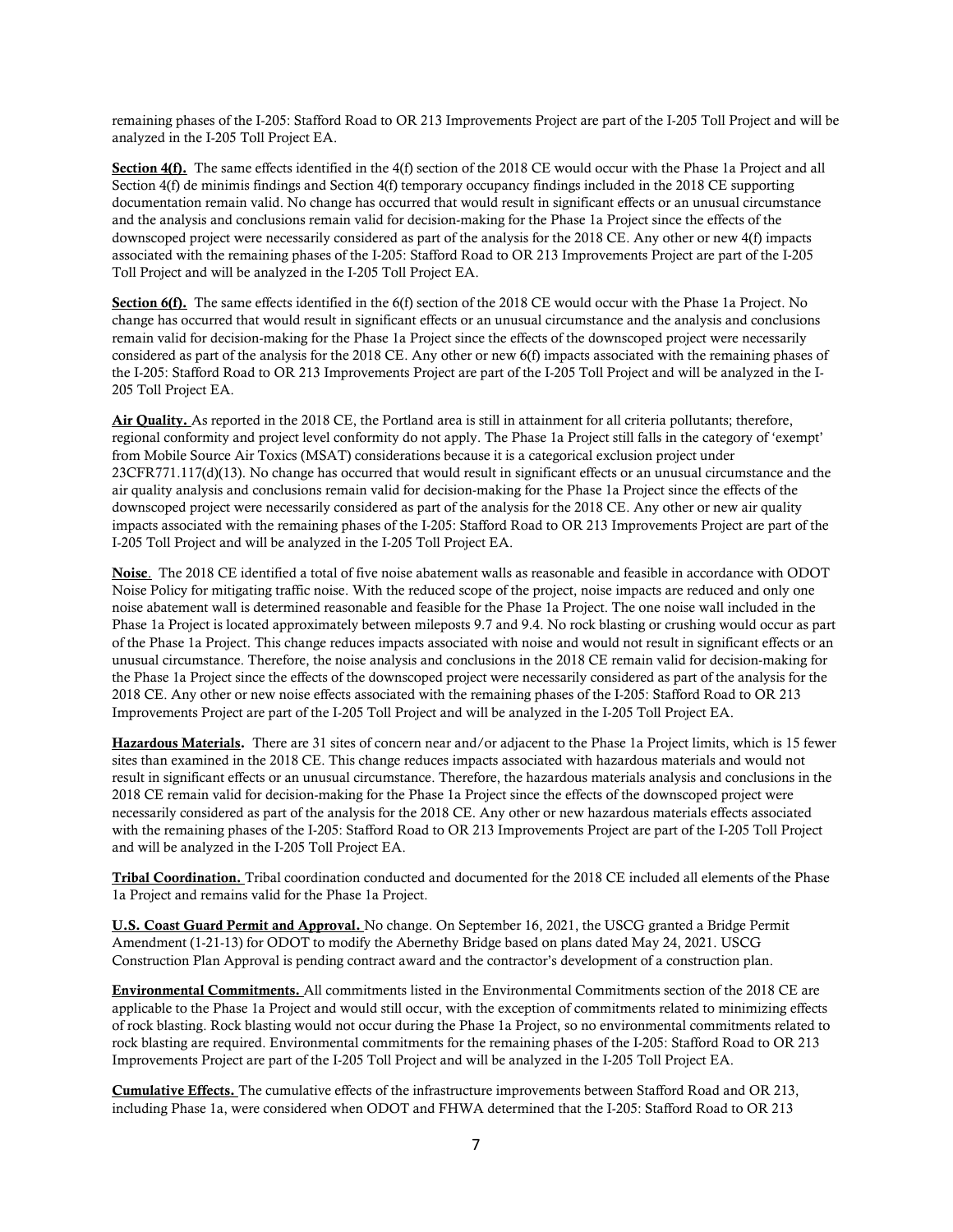remaining phases of the I-205: Stafford Road to OR 213 Improvements Project are part of the I-205 Toll Project and will be analyzed in the I-205 Toll Project EA.

**Section 4(f).** The same effects identified in the 4(f) section of the 2018 CE would occur with the Phase 1a Project and all Section 4(f) de minimis findings and Section 4(f) temporary occupancy findings included in the 2018 CE supporting documentation remain valid. No change has occurred that would result in significant effects or an unusual circumstance and the analysis and conclusions remain valid for decision-making for the Phase 1a Project since the effects of the downscoped project were necessarily considered as part of the analysis for the 2018 CE. Any other or new 4(f) impacts associated with the remaining phases of the I-205: Stafford Road to OR 213 Improvements Project are part of the I-205 Toll Project and will be analyzed in the I-205 Toll Project EA.

**Section 6(f).** The same effects identified in the 6(f) section of the 2018 CE would occur with the Phase 1a Project. No change has occurred that would result in significant effects or an unusual circumstance and the analysis and conclusions remain valid for decision-making for the Phase 1a Project since the effects of the downscoped project were necessarily considered as part of the analysis for the 2018 CE. Any other or new 6(f) impacts associated with the remaining phases of the I-205: Stafford Road to OR 213 Improvements Project are part of the I-205 Toll Project and will be analyzed in the I-205 Toll Project EA.

**Air Quality.** As reported in the 2018 CE, the Portland area is still in attainment for all criteria pollutants; therefore, regional conformity and project level conformity do not apply. The Phase 1a Project still falls in the category of 'exempt' from Mobile Source Air Toxics (MSAT) considerations because it is a categorical exclusion project under 23CFR771.117(d)(13). No change has occurred that would result in significant effects or an unusual circumstance and the air quality analysis and conclusions remain valid for decision-making for the Phase 1a Project since the effects of the downscoped project were necessarily considered as part of the analysis for the 2018 CE. Any other or new air quality impacts associated with the remaining phases of the I-205: Stafford Road to OR 213 Improvements Project are part of the I-205 Toll Project and will be analyzed in the I-205 Toll Project EA.

**Noise**. The 2018 CE identified a total of five noise abatement walls as reasonable and feasible in accordance with ODOT Noise Policy for mitigating traffic noise. With the reduced scope of the project, noise impacts are reduced and only one noise abatement wall is determined reasonable and feasible for the Phase 1a Project. The one noise wall included in the Phase 1a Project is located approximately between mileposts 9.7 and 9.4. No rock blasting or crushing would occur as part of the Phase 1a Project. This change reduces impacts associated with noise and would not result in significant effects or an unusual circumstance. Therefore, the noise analysis and conclusions in the 2018 CE remain valid for decision-making for the Phase 1a Project since the effects of the downscoped project were necessarily considered as part of the analysis for the 2018 CE. Any other or new noise effects associated with the remaining phases of the I-205: Stafford Road to OR 213 Improvements Project are part of the I-205 Toll Project and will be analyzed in the I-205 Toll Project EA.

**Hazardous Materials.** There are 31 sites of concern near and/or adjacent to the Phase 1a Project limits, which is 15 fewer sites than examined in the 2018 CE. This change reduces impacts associated with hazardous materials and would not result in significant effects or an unusual circumstance. Therefore, the hazardous materials analysis and conclusions in the 2018 CE remain valid for decision-making for the Phase 1a Project since the effects of the downscoped project were necessarily considered as part of the analysis for the 2018 CE. Any other or new hazardous materials effects associated with the remaining phases of the I-205: Stafford Road to OR 213 Improvements Project are part of the I-205 Toll Project and will be analyzed in the I-205 Toll Project EA.

**Tribal Coordination.** Tribal coordination conducted and documented for the 2018 CE included all elements of the Phase 1a Project and remains valid for the Phase 1a Project.

**U.S. Coast Guard Permit and Approval.** No change. On September 16, 2021, the USCG granted a Bridge Permit Amendment (1-21-13) for ODOT to modify the Abernethy Bridge based on plans dated May 24, 2021. USCG Construction Plan Approval is pending contract award and the contractor's development of a construction plan.

**Environmental Commitments.** All commitments listed in the Environmental Commitments section of the 2018 CE are applicable to the Phase 1a Project and would still occur, with the exception of commitments related to minimizing effects of rock blasting. Rock blasting would not occur during the Phase 1a Project, so no environmental commitments related to rock blasting are required. Environmental commitments for the remaining phases of the I-205: Stafford Road to OR 213 Improvements Project are part of the I-205 Toll Project and will be analyzed in the I-205 Toll Project EA.

**Cumulative Effects.** The cumulative effects of the infrastructure improvements between Stafford Road and OR 213, including Phase 1a, were considered when ODOT and FHWA determined that the I-205: Stafford Road to OR 213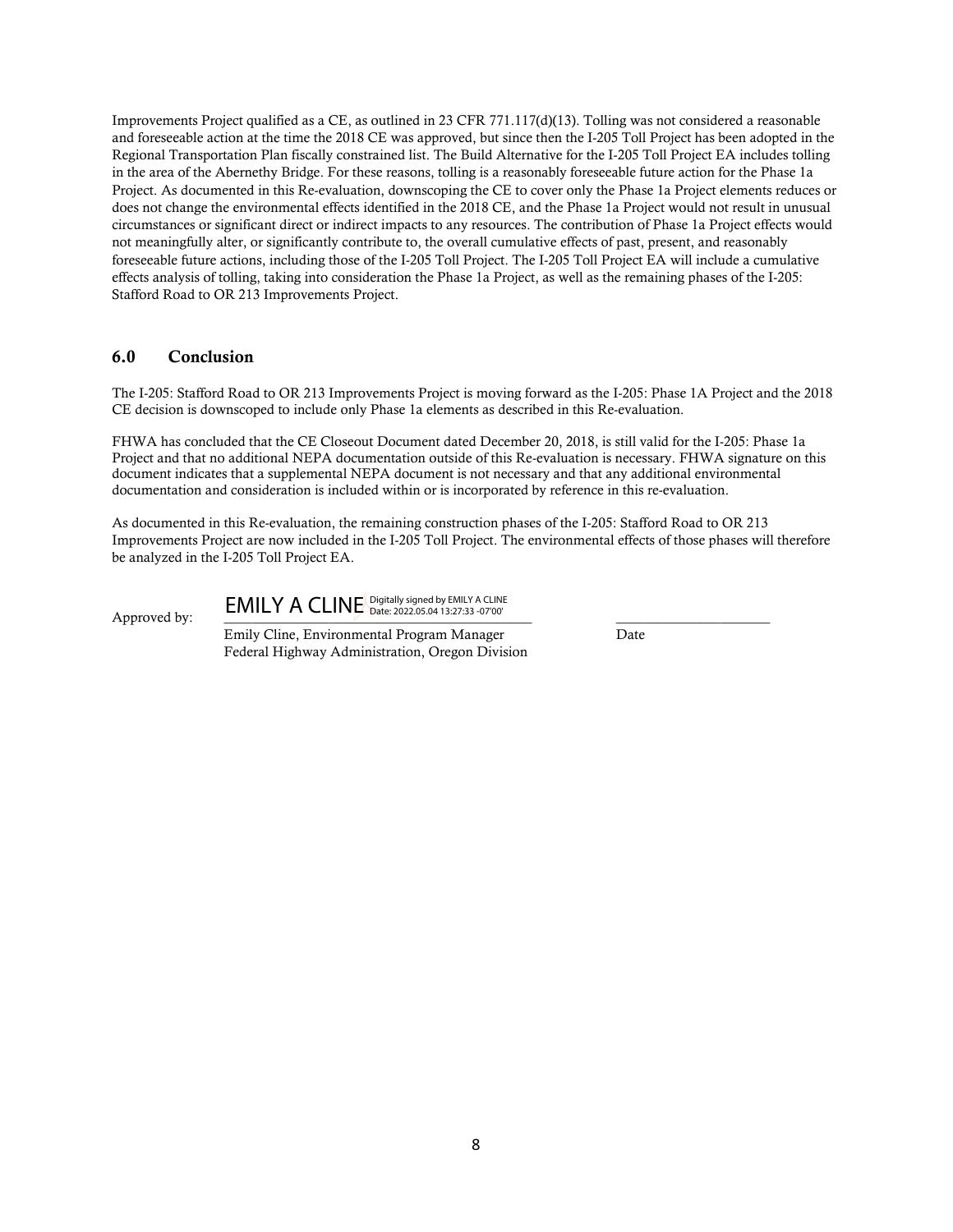Improvements Project qualified as a CE, as outlined in 23 CFR 771.117(d)(13). Tolling was not considered a reasonable and foreseeable action at the time the 2018 CE was approved, but since then the I-205 Toll Project has been adopted in the Regional Transportation Plan fiscally constrained list. The Build Alternative for the I-205 Toll Project EA includes tolling in the area of the Abernethy Bridge. For these reasons, tolling is a reasonably foreseeable future action for the Phase 1a Project. As documented in this Re-evaluation, downscoping the CE to cover only the Phase 1a Project elements reduces or does not change the environmental effects identified in the 2018 CE, and the Phase 1a Project would not result in unusual circumstances or significant direct or indirect impacts to any resources. The contribution of Phase 1a Project effects would not meaningfully alter, or significantly contribute to, the overall cumulative effects of past, present, and reasonably foreseeable future actions, including those of the I-205 Toll Project. The I-205 Toll Project EA will include a cumulative effects analysis of tolling, taking into consideration the Phase 1a Project, as well as the remaining phases of the I-205: Stafford Road to OR 213 Improvements Project.

## 6.0 Conclusion

The I-205: Stafford Road to OR 213 Improvements Project is moving forward as the I-205: Phase 1A Project and the 2018 CE decision is downscoped to include only Phase 1a elements as described in this Re-evaluation.

FHWA has concluded that the CE Closeout Document dated December 20, 2018, is still valid for the I-205: Phase 1a Project and that no additional NEPA documentation outside of this Re-evaluation is necessary. FHWA signature on this document indicates that a supplemental NEPA document is not necessary and that any additional environmental documentation and consideration is included within or is incorporated by reference in this re-evaluation.

As documented in this Re-evaluation, the remaining construction phases of the I-205: Stafford Road to OR 213 Improvements Project are now included in the I-205 Toll Project. The environmental effects of those phases will therefore be analyzed in the I-205 Toll Project EA.

Approved by: EMILY A CLINE Digitally signed by EMILY A CLINE Date: 2022.05.04 13:27:33 -07'00'

Emily Cline, Environmental Program Manager
Federal Highway Administration, Oregon Division

Date